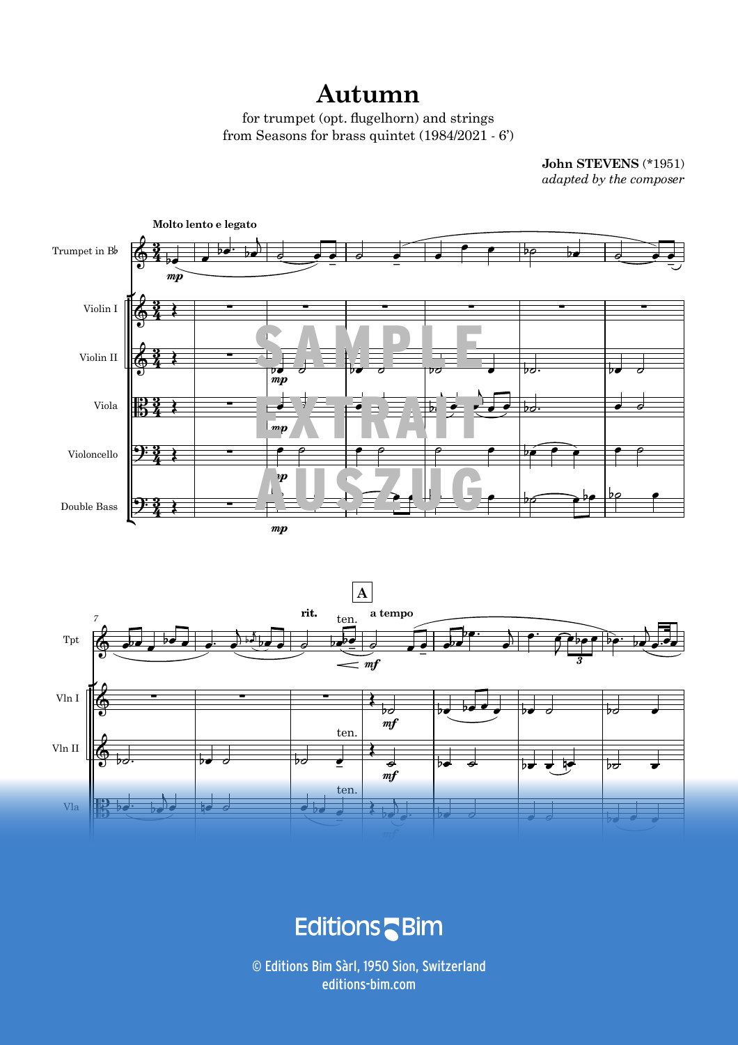# Autumn

for trumpet (opt. flugelhorn) and strings
from Seasons for brass quintet (1984/2021 - 6')

**John STEVENS** (*1951)
*adapted by the composer*

**Molto lento e legato**

Trumpet in B♭

Violin I

Violin II

Viola

Violoncello

Double Bass

SAMPLE
EXTRAIT
AUSZUG

Tpt

Vln I

Vln II

Vla

**rit.** ten. **a tempo**

**A**

Editions Bim

© Editions Bim Sàrl, 1950 Sion, Switzerland
editions-bim.com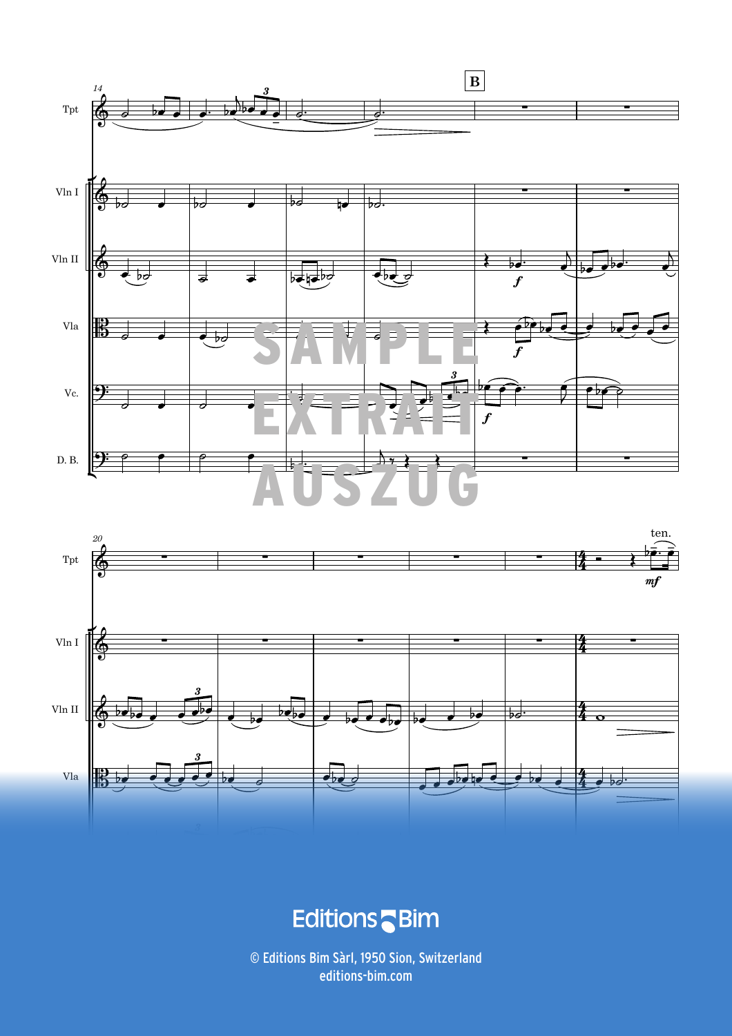© Editions Bim Sàrl, 1950 Sion, Switzerland
editions-bim.com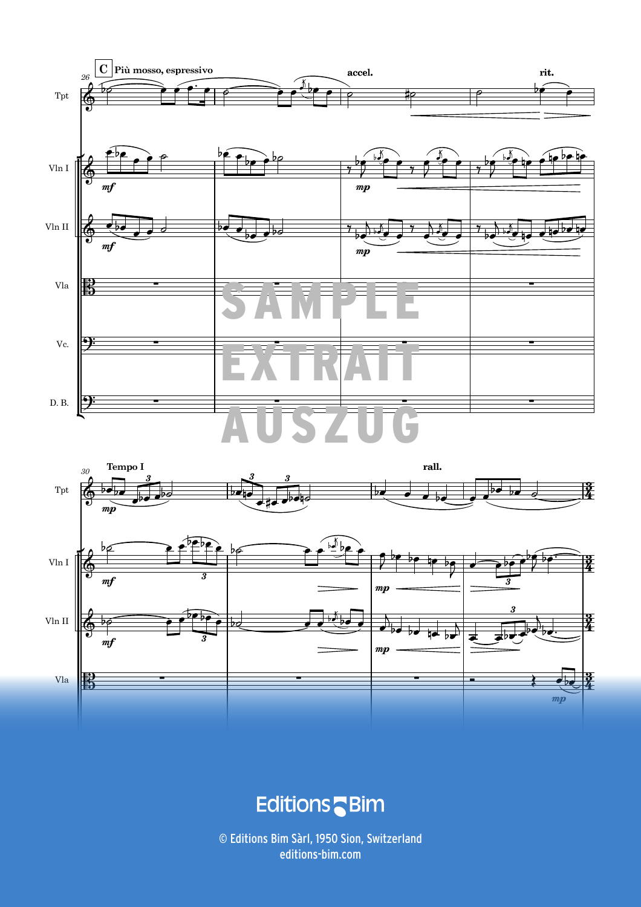Editions Bim

© Editions Bim Sàrl, 1950 Sion, Switzerland
editions-bim.com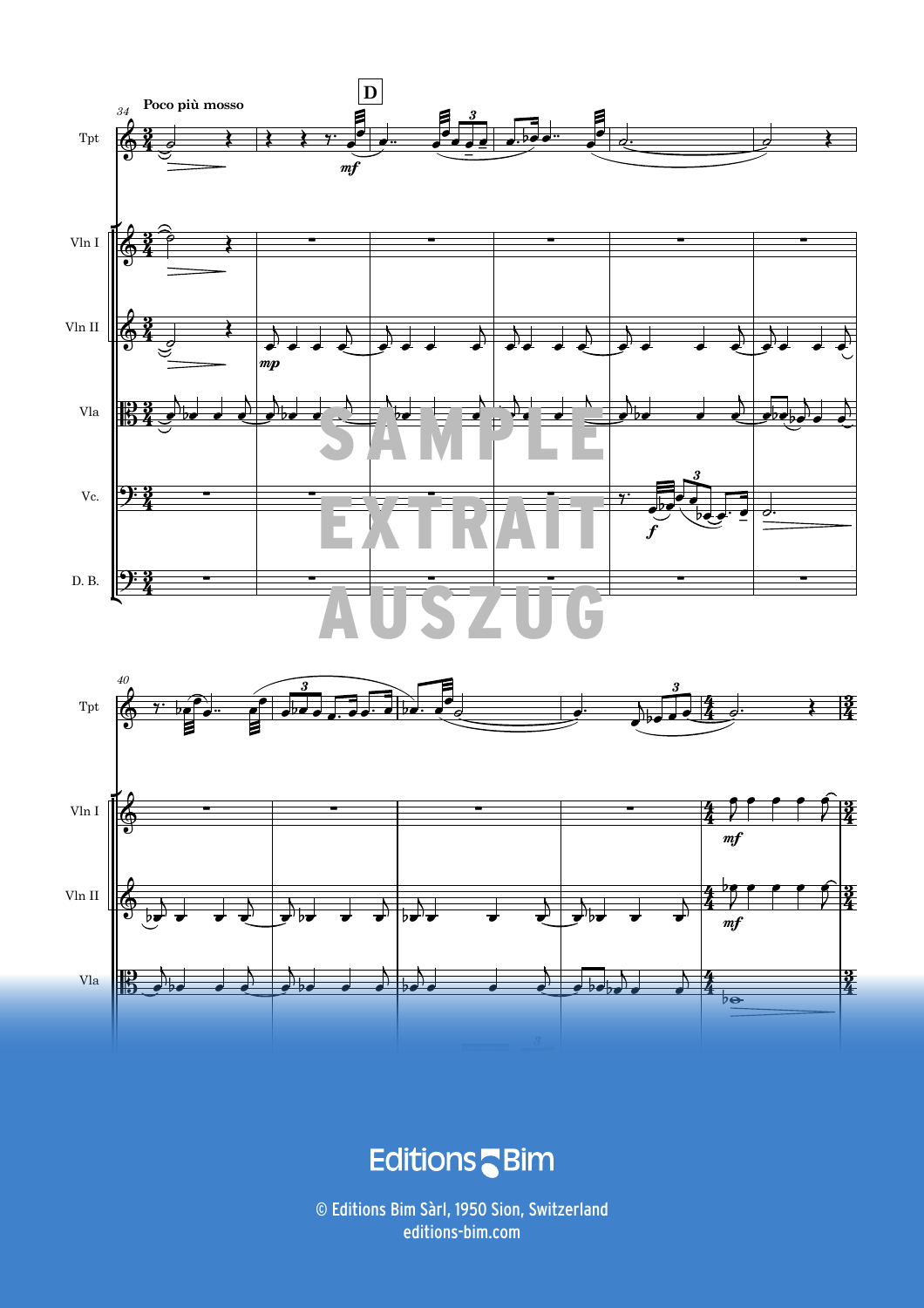Poco più mosso

© Editions Bim Sàrl, 1950 Sion, Switzerland
editions-bim.com